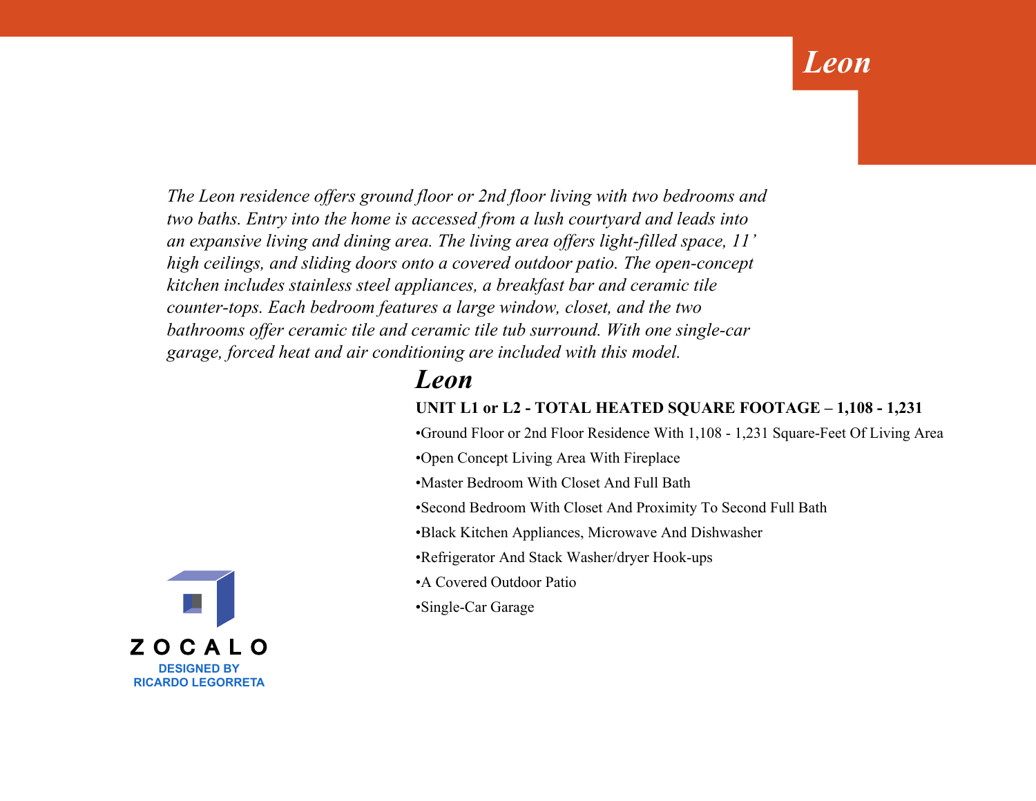# Leon

*The Leon residence offers ground floor or 2nd floor living with two bedrooms and two baths. Entry into the home is accessed from a lush courtyard and leads into an expansive living and dining area. The living area offers light-filled space, 11' high ceilings, and sliding doors onto a covered outdoor patio. The open-concept kitchen includes stainless steel appliances, a breakfast bar and ceramic tile counter-tops. Each bedroom features a large window, closet, and the two bathrooms offer ceramic tile and ceramic tile tub surround. With one single-car garage, forced heat and air conditioning are included with this model.*

## *Leon*

**UNIT L1 or L2 - TOTAL HEATED SQUARE FOOTAGE – 1,108 - 1,231**

- Ground Floor or 2nd Floor Residence With 1,108 - 1,231 Square-Feet Of Living Area
- Open Concept Living Area With Fireplace
- Master Bedroom With Closet And Full Bath
- Second Bedroom With Closet And Proximity To Second Full Bath
- Black Kitchen Appliances, Microwave And Dishwasher
- Refrigerator And Stack Washer/dryer Hook-ups
- A Covered Outdoor Patio
- Single-Car Garage

ZOCALO

DESIGNED BY RICARDO LEGORRETA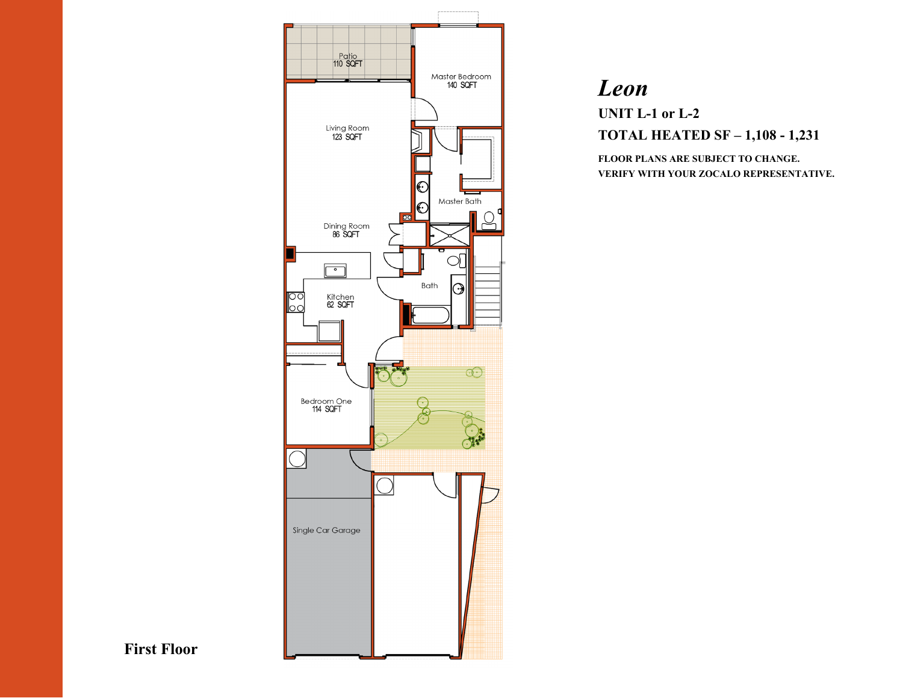# *Leon*

**UNIT L-1 or L-2**

**TOTAL HEATED SF – 1,108 - 1,231**

**FLOOR PLANS ARE SUBJECT TO CHANGE.**
**VERIFY WITH YOUR ZOCALO REPRESENTATIVE.**

Patio
110 SQFT

Master Bedroom
140 SQFT

Living Room
123 SQFT

Master Bath

Dining Room
86 SQFT

Bath

Kitchen
62 SQFT

Bedroom One
114 SQFT

Single Car Garage

**First Floor**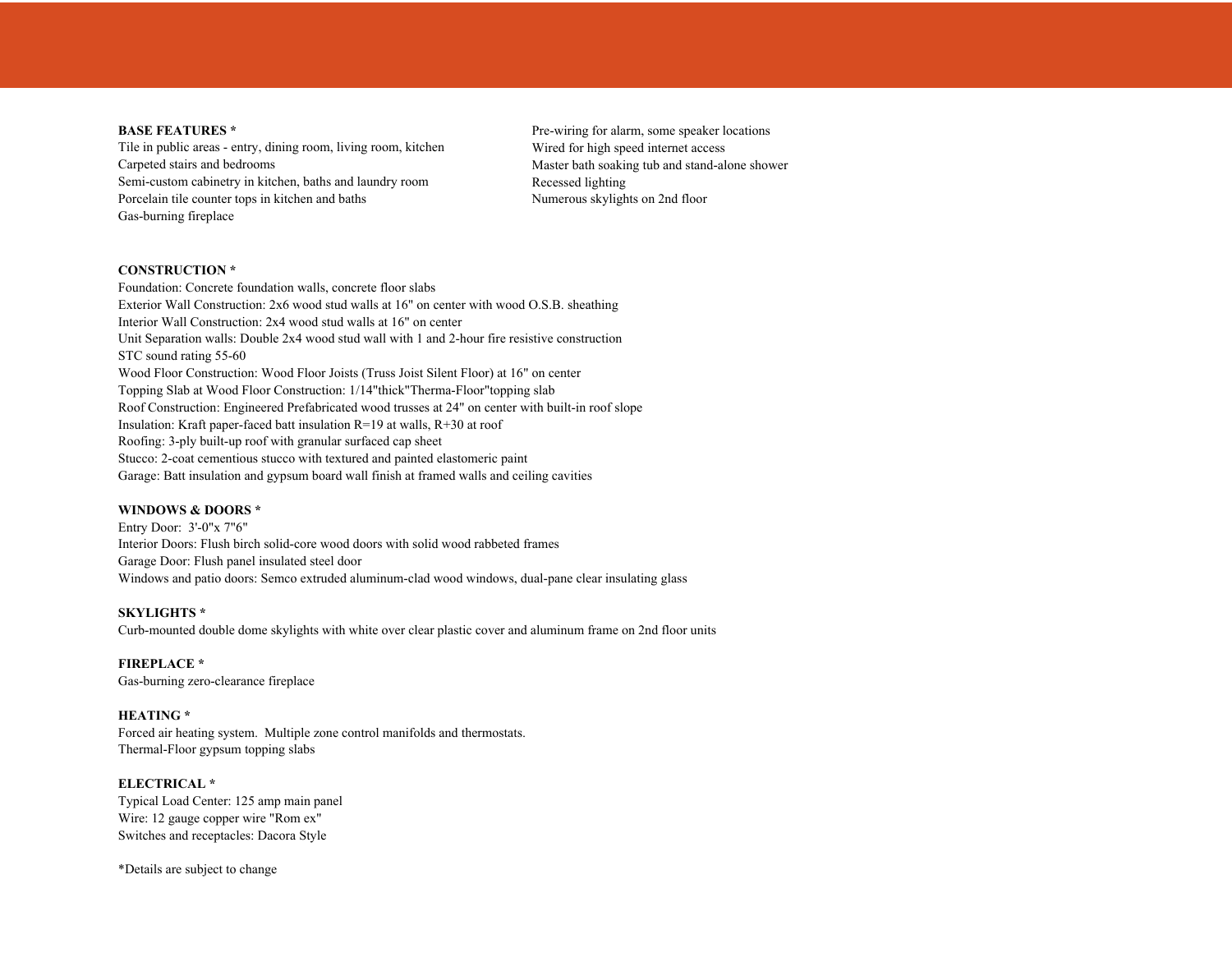**BASE FEATURES ***

Tile in public areas - entry, dining room, living room, kitchen
Carpeted stairs and bedrooms
Semi-custom cabinetry in kitchen, baths and laundry room
Porcelain tile counter tops in kitchen and baths
Gas-burning fireplace
Pre-wiring for alarm, some speaker locations
Wired for high speed internet access
Master bath soaking tub and stand-alone shower
Recessed lighting
Numerous skylights on 2nd floor

**CONSTRUCTION ***

Foundation: Concrete foundation walls, concrete floor slabs
Exterior Wall Construction: 2x6 wood stud walls at 16" on center with wood O.S.B. sheathing
Interior Wall Construction: 2x4 wood stud walls at 16" on center
Unit Separation walls: Double 2x4 wood stud wall with 1 and 2-hour fire resistive construction
STC sound rating 55-60
Wood Floor Construction: Wood Floor Joists (Truss Joist Silent Floor) at 16" on center
Topping Slab at Wood Floor Construction: 1/14"thick"Therma-Floor"topping slab
Roof Construction: Engineered Prefabricated wood trusses at 24" on center with built-in roof slope
Insulation: Kraft paper-faced batt insulation R=19 at walls, R+30 at roof
Roofing: 3-ply built-up roof with granular surfaced cap sheet
Stucco: 2-coat cementious stucco with textured and painted elastomeric paint
Garage: Batt insulation and gypsum board wall finish at framed walls and ceiling cavities

**WINDOWS & DOORS ***

Entry Door: 3'-0"x 7"6"
Interior Doors: Flush birch solid-core wood doors with solid wood rabbeted frames
Garage Door: Flush panel insulated steel door
Windows and patio doors: Semco extruded aluminum-clad wood windows, dual-pane clear insulating glass

**SKYLIGHTS ***

Curb-mounted double dome skylights with white over clear plastic cover and aluminum frame on 2nd floor units

**FIREPLACE ***

Gas-burning zero-clearance fireplace

**HEATING ***

Forced air heating system. Multiple zone control manifolds and thermostats.
Thermal-Floor gypsum topping slabs

**ELECTRICAL ***

Typical Load Center: 125 amp main panel
Wire: 12 gauge copper wire "Rom ex"
Switches and receptacles: Dacora Style

*Details are subject to change